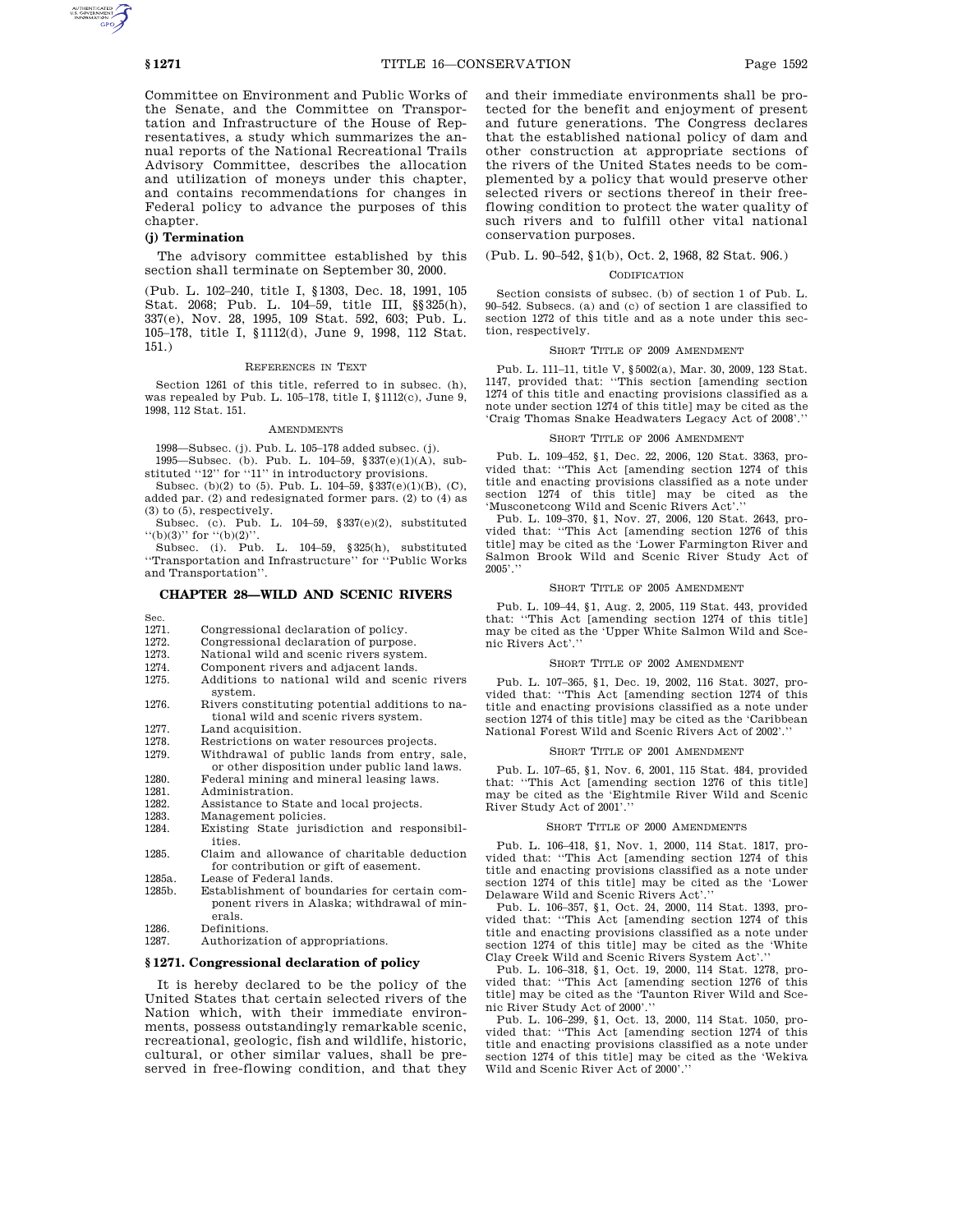Committee on Environment and Public Works of the Senate, and the Committee on Transportation and Infrastructure of the House of Representatives, a study which summarizes the annual reports of the National Recreational Trails Advisory Committee, describes the allocation and utilization of moneys under this chapter, and contains recommendations for changes in Federal policy to advance the purposes of this chapter.

**(j) Termination**

The advisory committee established by this section shall terminate on September 30, 2000.

(Pub. L. 102–240, title I, §1303, Dec. 18, 1991, 105 Stat. 2068; Pub. L. 104–59, title III, §§325(h), 337(e), Nov. 28, 1995, 109 Stat. 592, 603; Pub. L. 105–178, title I, §1112(d), June 9, 1998, 112 Stat. 151.)

REFERENCES IN TEXT

Section 1261 of this title, referred to in subsec. (h), was repealed by Pub. L. 105–178, title I, §1112(c), June 9, 1998, 112 Stat. 151.

AMENDMENTS

1998—Subsec. (j). Pub. L. 105–178 added subsec. (j).

1995—Subsec. (b). Pub. L. 104–59, §337(e)(1)(A), substituted ''12'' for ''11'' in introductory provisions.

Subsec. (b)(2) to (5). Pub. L. 104–59, §337(e)(1)(B), (C), added par. (2) and redesignated former pars. (2) to (4) as (3) to (5), respectively.

Subsec. (c). Pub. L. 104–59, §337(e)(2), substituted ''(b)(3)'' for ''(b)(2)''.

Subsec. (i). Pub. L. 104–59, §325(h), substituted ''Transportation and Infrastructure'' for ''Public Works and Transportation''.

## CHAPTER 28—WILD AND SCENIC RIVERS

| Sec. | |
|---|---|
| 1271. | Congressional declaration of policy. |
| 1272. | Congressional declaration of purpose. |
| 1273. | National wild and scenic rivers system. |
| 1274. | Component rivers and adjacent lands. |
| 1275. | Additions to national wild and scenic rivers system. |
| 1276. | Rivers constituting potential additions to national wild and scenic rivers system. |
| 1277. | Land acquisition. |
| 1278. | Restrictions on water resources projects. |
| 1279. | Withdrawal of public lands from entry, sale, or other disposition under public land laws. |
| 1280. | Federal mining and mineral leasing laws. |
| 1281. | Administration. |
| 1282. | Assistance to State and local projects. |
| 1283. | Management policies. |
| 1284. | Existing State jurisdiction and responsibilities. |
| 1285. | Claim and allowance of charitable deduction for contribution or gift of easement. |
| 1285a. | Lease of Federal lands. |
| 1285b. | Establishment of boundaries for certain component rivers in Alaska; withdrawal of minerals. |
| 1286. | Definitions. |
| 1287. | Authorization of appropriations. |

### §1271. Congressional declaration of policy

It is hereby declared to be the policy of the United States that certain selected rivers of the Nation which, with their immediate environments, possess outstandingly remarkable scenic, recreational, geologic, fish and wildlife, historic, cultural, or other similar values, shall be preserved in free-flowing condition, and that they and their immediate environments shall be protected for the benefit and enjoyment of present and future generations. The Congress declares that the established national policy of dam and other construction at appropriate sections of the rivers of the United States needs to be complemented by a policy that would preserve other selected rivers or sections thereof in their free-flowing condition to protect the water quality of such rivers and to fulfill other vital national conservation purposes.

(Pub. L. 90–542, §1(b), Oct. 2, 1968, 82 Stat. 906.)

CODIFICATION

Section consists of subsec. (b) of section 1 of Pub. L. 90–542. Subsecs. (a) and (c) of section 1 are classified to section 1272 of this title and as a note under this section, respectively.

SHORT TITLE OF 2009 AMENDMENT

Pub. L. 111–11, title V, §5002(a), Mar. 30, 2009, 123 Stat. 1147, provided that: ''This section [amending section 1274 of this title and enacting provisions classified as a note under section 1274 of this title] may be cited as the 'Craig Thomas Snake Headwaters Legacy Act of 2008'.''

SHORT TITLE OF 2006 AMENDMENT

Pub. L. 109–452, §1, Dec. 22, 2006, 120 Stat. 3363, provided that: ''This Act [amending section 1274 of this title and enacting provisions classified as a note under section 1274 of this title] may be cited as the 'Musconetcong Wild and Scenic Rivers Act'.''

Pub. L. 109–370, §1, Nov. 27, 2006, 120 Stat. 2643, provided that: ''This Act [amending section 1276 of this title] may be cited as the 'Lower Farmington River and Salmon Brook Wild and Scenic River Study Act of 2005'.''

SHORT TITLE OF 2005 AMENDMENT

Pub. L. 109–44, §1, Aug. 2, 2005, 119 Stat. 443, provided that: ''This Act [amending section 1274 of this title] may be cited as the 'Upper White Salmon Wild and Scenic Rivers Act'.''

SHORT TITLE OF 2002 AMENDMENT

Pub. L. 107–365, §1, Dec. 19, 2002, 116 Stat. 3027, provided that: ''This Act [amending section 1274 of this title and enacting provisions classified as a note under section 1274 of this title] may be cited as the 'Caribbean National Forest Wild and Scenic Rivers Act of 2002'.''

SHORT TITLE OF 2001 AMENDMENT

Pub. L. 107–65, §1, Nov. 6, 2001, 115 Stat. 484, provided that: ''This Act [amending section 1276 of this title] may be cited as the 'Eightmile River Wild and Scenic River Study Act of 2001'.''

SHORT TITLE OF 2000 AMENDMENTS

Pub. L. 106–418, §1, Nov. 1, 2000, 114 Stat. 1817, provided that: ''This Act [amending section 1274 of this title and enacting provisions classified as a note under section 1274 of this title] may be cited as the 'Lower Delaware Wild and Scenic Rivers Act'.''

Pub. L. 106–357, §1, Oct. 24, 2000, 114 Stat. 1393, provided that: ''This Act [amending section 1274 of this title and enacting provisions classified as a note under section 1274 of this title] may be cited as the 'White Clay Creek Wild and Scenic Rivers System Act'.''

Pub. L. 106–318, §1, Oct. 19, 2000, 114 Stat. 1278, provided that: ''This Act [amending section 1276 of this title] may be cited as the 'Taunton River Wild and Scenic River Study Act of 2000'.''

Pub. L. 106–299, §1, Oct. 13, 2000, 114 Stat. 1050, provided that: ''This Act [amending section 1274 of this title and enacting provisions classified as a note under section 1274 of this title] may be cited as the 'Wekiva Wild and Scenic River Act of 2000'.''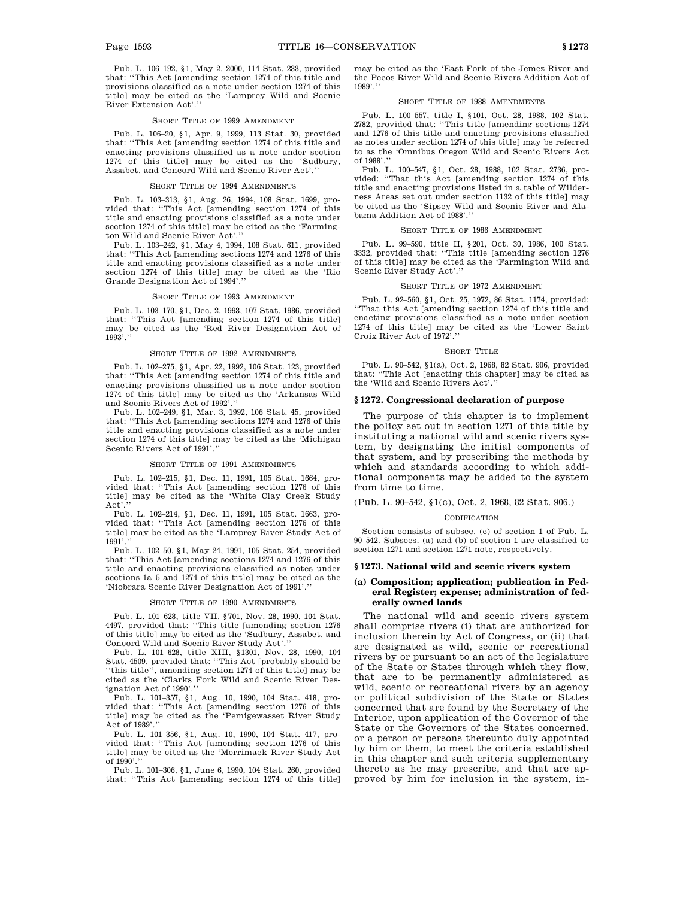Pub. L. 106–192, §1, May 2, 2000, 114 Stat. 233, provided that: "This Act [amending section 1274 of this title and provisions classified as a note under section 1274 of this title] may be cited as the 'Lamprey Wild and Scenic River Extension Act'."

SHORT TITLE OF 1999 AMENDMENT

Pub. L. 106–20, §1, Apr. 9, 1999, 113 Stat. 30, provided that: "This Act [amending section 1274 of this title and enacting provisions classified as a note under section 1274 of this title] may be cited as the 'Sudbury, Assabet, and Concord Wild and Scenic River Act'."

SHORT TITLE OF 1994 AMENDMENTS

Pub. L. 103–313, §1, Aug. 26, 1994, 108 Stat. 1699, provided that: "This Act [amending section 1274 of this title and enacting provisions classified as a note under section 1274 of this title] may be cited as the 'Farmington Wild and Scenic River Act'."

Pub. L. 103–242, §1, May 4, 1994, 108 Stat. 611, provided that: "This Act [amending sections 1274 and 1276 of this title and enacting provisions classified as a note under section 1274 of this title] may be cited as the 'Rio Grande Designation Act of 1994'."

SHORT TITLE OF 1993 AMENDMENT

Pub. L. 103–170, §1, Dec. 2, 1993, 107 Stat. 1986, provided that: "This Act [amending section 1274 of this title] may be cited as the 'Red River Designation Act of 1993'."

SHORT TITLE OF 1992 AMENDMENTS

Pub. L. 102–275, §1, Apr. 22, 1992, 106 Stat. 123, provided that: "This Act [amending section 1274 of this title and enacting provisions classified as a note under section 1274 of this title] may be cited as the 'Arkansas Wild and Scenic Rivers Act of 1992'."

Pub. L. 102–249, §1, Mar. 3, 1992, 106 Stat. 45, provided that: "This Act [amending sections 1274 and 1276 of this title and enacting provisions classified as a note under section 1274 of this title] may be cited as the 'Michigan Scenic Rivers Act of 1991'."

SHORT TITLE OF 1991 AMENDMENTS

Pub. L. 102–215, §1, Dec. 11, 1991, 105 Stat. 1664, provided that: "This Act [amending section 1276 of this title] may be cited as the 'White Clay Creek Study Act'."

Pub. L. 102–214, §1, Dec. 11, 1991, 105 Stat. 1663, provided that: "This Act [amending section 1276 of this title] may be cited as the 'Lamprey River Study Act of 1991'."

Pub. L. 102–50, §1, May 24, 1991, 105 Stat. 254, provided that: "This Act [amending sections 1274 and 1276 of this title and enacting provisions classified as notes under sections 1a–5 and 1274 of this title] may be cited as the 'Niobrara Scenic River Designation Act of 1991'."

SHORT TITLE OF 1990 AMENDMENTS

Pub. L. 101–628, title VII, §701, Nov. 28, 1990, 104 Stat. 4497, provided that: "This title [amending section 1276 of this title] may be cited as the 'Sudbury, Assabet, and Concord Wild and Scenic River Study Act'."

Pub. L. 101–628, title XIII, §1301, Nov. 28, 1990, 104 Stat. 4509, provided that: "This Act [probably should be "this title", amending section 1274 of this title] may be cited as the 'Clarks Fork Wild and Scenic River Designation Act of 1990'."

Pub. L. 101–357, §1, Aug. 10, 1990, 104 Stat. 418, provided that: "This Act [amending section 1276 of this title] may be cited as the 'Pemigewasset River Study Act of 1989'."

Pub. L. 101–356, §1, Aug. 10, 1990, 104 Stat. 417, provided that: "This Act [amending section 1276 of this title] may be cited as the 'Merrimack River Study Act of 1990'."

Pub. L. 101–306, §1, June 6, 1990, 104 Stat. 260, provided that: "This Act [amending section 1274 of this title] may be cited as the 'East Fork of the Jemez River and the Pecos River Wild and Scenic Rivers Addition Act of 1989'."

SHORT TITLE OF 1988 AMENDMENTS

Pub. L. 100–557, title I, §101, Oct. 28, 1988, 102 Stat. 2782, provided that: "This title [amending sections 1274 and 1276 of this title and enacting provisions classified as notes under section 1274 of this title] may be referred to as the 'Omnibus Oregon Wild and Scenic Rivers Act of 1988'."

Pub. L. 100–547, §1, Oct. 28, 1988, 102 Stat. 2736, provided: "That this Act [amending section 1274 of this title and enacting provisions listed in a table of Wilderness Areas set out under section 1132 of this title] may be cited as the 'Sipsey Wild and Scenic River and Alabama Addition Act of 1988'."

SHORT TITLE OF 1986 AMENDMENT

Pub. L. 99–590, title II, §201, Oct. 30, 1986, 100 Stat. 3332, provided that: "This title [amending section 1276 of this title] may be cited as the 'Farmington Wild and Scenic River Study Act'."

SHORT TITLE OF 1972 AMENDMENT

Pub. L. 92–560, §1, Oct. 25, 1972, 86 Stat. 1174, provided: "That this Act [amending section 1274 of this title and enacting provisions classified as a note under section 1274 of this title] may be cited as the 'Lower Saint Croix River Act of 1972'."

SHORT TITLE

Pub. L. 90–542, §1(a), Oct. 2, 1968, 82 Stat. 906, provided that: "This Act [enacting this chapter] may be cited as the 'Wild and Scenic Rivers Act'."

## §1272. Congressional declaration of purpose

The purpose of this chapter is to implement the policy set out in section 1271 of this title by instituting a national wild and scenic rivers system, by designating the initial components of that system, and by prescribing the methods by which and standards according to which additional components may be added to the system from time to time.

(Pub. L. 90–542, §1(c), Oct. 2, 1968, 82 Stat. 906.)

CODIFICATION

Section consists of subsec. (c) of section 1 of Pub. L. 90–542. Subsecs. (a) and (b) of section 1 are classified to section 1271 and section 1271 note, respectively.

## §1273. National wild and scenic rivers system

### (a) Composition; application; publication in Federal Register; expense; administration of federally owned lands

The national wild and scenic rivers system shall comprise rivers (i) that are authorized for inclusion therein by Act of Congress, or (ii) that are designated as wild, scenic or recreational rivers by or pursuant to an act of the legislature of the State or States through which they flow, that are to be permanently administered as wild, scenic or recreational rivers by an agency or political subdivision of the State or States concerned that are found by the Secretary of the Interior, upon application of the Governor of the State or the Governors of the States concerned, or a person or persons thereunto duly appointed by him or them, to meet the criteria established in this chapter and such criteria supplementary thereto as he may prescribe, and that are approved by him for inclusion in the system, in-